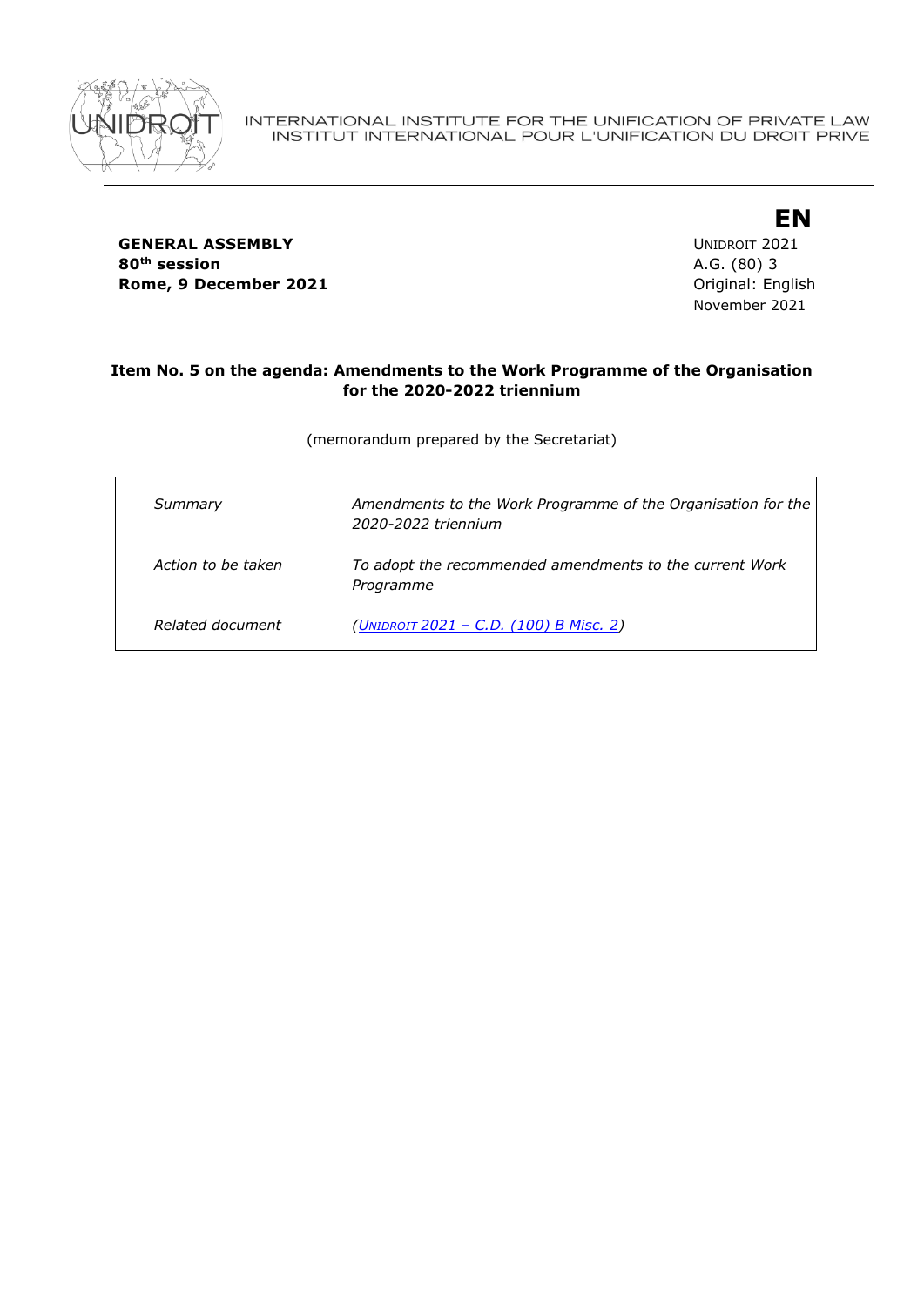INTERNATIONAL INSTITUTE FOR THE UNIFICATION OF PRIVATE LAW
INSTITUT INTERNATIONAL POUR L'UNIFICATION DU DROIT PRIVE

**EN**

**GENERAL ASSEMBLY**
**80th session**
**Rome, 9 December 2021**

UNIDROIT 2021
A.G. (80) 3
Original: English
November 2021

## Item No. 5 on the agenda: Amendments to the Work Programme of the Organisation for the 2020-2022 triennium

(memorandum prepared by the Secretariat)

| | |
|---|---|
| *Summary* | *Amendments to the Work Programme of the Organisation for the 2020-2022 triennium* |
| *Action to be taken* | *To adopt the recommended amendments to the current Work Programme* |
| *Related document* | *(UNIDROIT 2021 – C.D. (100) B Misc. 2)* |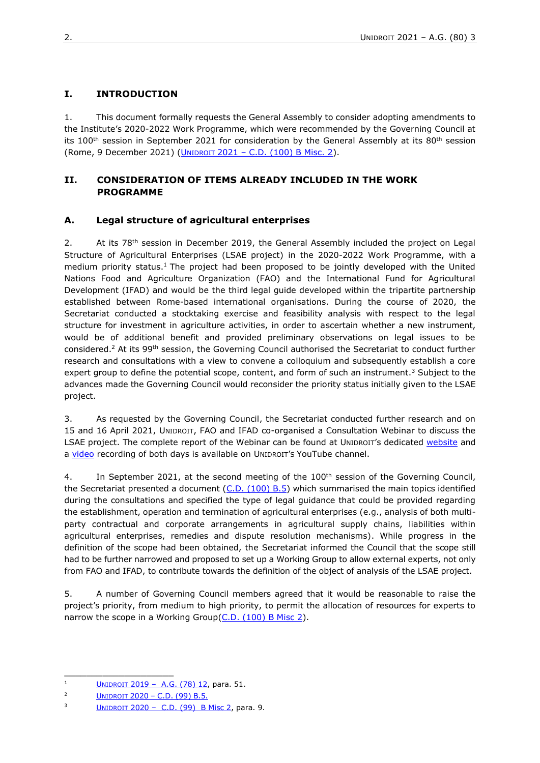## I. INTRODUCTION

1. This document formally requests the General Assembly to consider adopting amendments to the Institute's 2020-2022 Work Programme, which were recommended by the Governing Council at its 100th session in September 2021 for consideration by the General Assembly at its 80th session (Rome, 9 December 2021) (UNIDROIT 2021 – C.D. (100) B Misc. 2).

## II. CONSIDERATION OF ITEMS ALREADY INCLUDED IN THE WORK PROGRAMME

### A. Legal structure of agricultural enterprises

2. At its 78th session in December 2019, the General Assembly included the project on Legal Structure of Agricultural Enterprises (LSAE project) in the 2020-2022 Work Programme, with a medium priority status.[1] The project had been proposed to be jointly developed with the United Nations Food and Agriculture Organization (FAO) and the International Fund for Agricultural Development (IFAD) and would be the third legal guide developed within the tripartite partnership established between Rome-based international organisations. During the course of 2020, the Secretariat conducted a stocktaking exercise and feasibility analysis with respect to the legal structure for investment in agriculture activities, in order to ascertain whether a new instrument, would be of additional benefit and provided preliminary observations on legal issues to be considered.[2] At its 99th session, the Governing Council authorised the Secretariat to conduct further research and consultations with a view to convene a colloquium and subsequently establish a core expert group to define the potential scope, content, and form of such an instrument.[3] Subject to the advances made the Governing Council would reconsider the priority status initially given to the LSAE project.

3. As requested by the Governing Council, the Secretariat conducted further research and on 15 and 16 April 2021, UNIDROIT, FAO and IFAD co-organised a Consultation Webinar to discuss the LSAE project. The complete report of the Webinar can be found at UNIDROIT's dedicated website and a video recording of both days is available on UNIDROIT's YouTube channel.

4. In September 2021, at the second meeting of the 100th session of the Governing Council, the Secretariat presented a document (C.D. (100) B.5) which summarised the main topics identified during the consultations and specified the type of legal guidance that could be provided regarding the establishment, operation and termination of agricultural enterprises (e.g., analysis of both multi-party contractual and corporate arrangements in agricultural supply chains, liabilities within agricultural enterprises, remedies and dispute resolution mechanisms). While progress in the definition of the scope had been obtained, the Secretariat informed the Council that the scope still had to be further narrowed and proposed to set up a Working Group to allow external experts, not only from FAO and IFAD, to contribute towards the definition of the object of analysis of the LSAE project.

5. A number of Governing Council members agreed that it would be reasonable to raise the project's priority, from medium to high priority, to permit the allocation of resources for experts to narrow the scope in a Working Group(C.D. (100) B Misc 2).

---

[1] UNIDROIT 2019 – A.G. (78) 12, para. 51.

[2] UNIDROIT 2020 – C.D. (99) B.5.

[3] UNIDROIT 2020 – C.D. (99) B Misc 2, para. 9.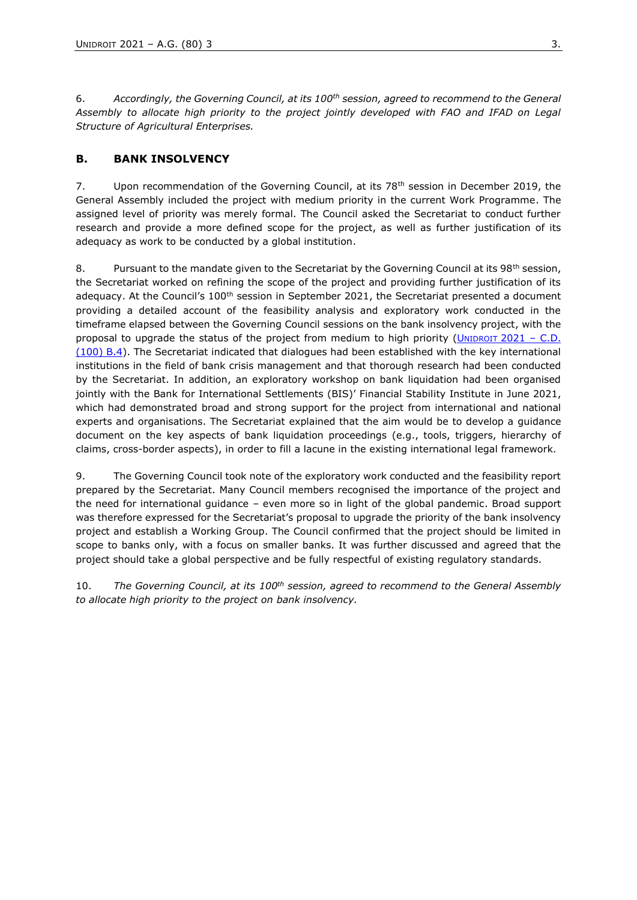6. *Accordingly, the Governing Council, at its 100th session, agreed to recommend to the General Assembly to allocate high priority to the project jointly developed with FAO and IFAD on Legal Structure of Agricultural Enterprises.*

## B. BANK INSOLVENCY

7. Upon recommendation of the Governing Council, at its 78th session in December 2019, the General Assembly included the project with medium priority in the current Work Programme. The assigned level of priority was merely formal. The Council asked the Secretariat to conduct further research and provide a more defined scope for the project, as well as further justification of its adequacy as work to be conducted by a global institution.

8. Pursuant to the mandate given to the Secretariat by the Governing Council at its 98th session, the Secretariat worked on refining the scope of the project and providing further justification of its adequacy. At the Council's 100th session in September 2021, the Secretariat presented a document providing a detailed account of the feasibility analysis and exploratory work conducted in the timeframe elapsed between the Governing Council sessions on the bank insolvency project, with the proposal to upgrade the status of the project from medium to high priority (UNIDROIT 2021 – C.D. (100) B.4). The Secretariat indicated that dialogues had been established with the key international institutions in the field of bank crisis management and that thorough research had been conducted by the Secretariat. In addition, an exploratory workshop on bank liquidation had been organised jointly with the Bank for International Settlements (BIS)' Financial Stability Institute in June 2021, which had demonstrated broad and strong support for the project from international and national experts and organisations. The Secretariat explained that the aim would be to develop a guidance document on the key aspects of bank liquidation proceedings (e.g., tools, triggers, hierarchy of claims, cross-border aspects), in order to fill a lacune in the existing international legal framework.

9. The Governing Council took note of the exploratory work conducted and the feasibility report prepared by the Secretariat. Many Council members recognised the importance of the project and the need for international guidance – even more so in light of the global pandemic. Broad support was therefore expressed for the Secretariat's proposal to upgrade the priority of the bank insolvency project and establish a Working Group. The Council confirmed that the project should be limited in scope to banks only, with a focus on smaller banks. It was further discussed and agreed that the project should take a global perspective and be fully respectful of existing regulatory standards.

10. *The Governing Council, at its 100th session, agreed to recommend to the General Assembly to allocate high priority to the project on bank insolvency.*